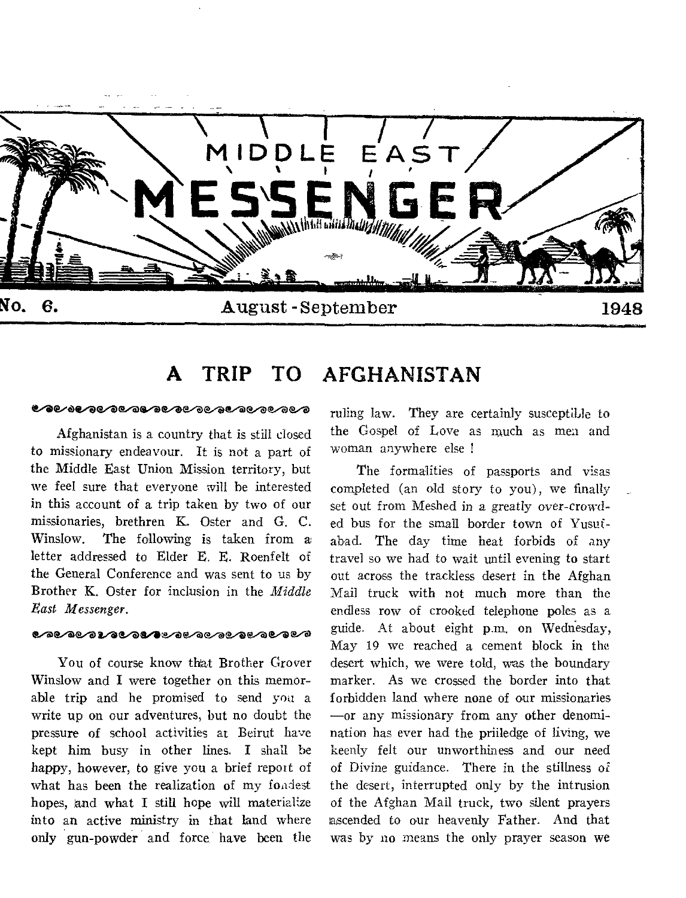# MIDDLE EAST MESSENGER

No. 6. August - September 1948

## A TRIP TO AFGHANISTAN

Afghanistan is a country that is still closed to missionary endeavour. It is not a part of the Middle East Union Mission territory, but we feel sure that everyone will be interested in this account of a trip taken by two of our missionaries, brethren K. Oster and G. C. Winslow. The following is taken from a letter addressed to Elder E. E. Roenfelt of the General Conference and was sent to us by Brother K. Oster for inclusion in the *Middle East Messenger*.

You of course know that Brother Grover Winslow and I were together on this memorable trip and he promised to send you a write up on our adventures, but no doubt the pressure of school activities at Beirut have kept him busy in other lines. I shall be happy, however, to give you a brief report of what has been the realization of my fondest hopes, and what I still hope will materialize into an active ministry in that land where only gun-powder and force have been the ruling law. They are certainly susceptible to the Gospel of Love as much as men and woman anywhere else !

The formalities of passports and visas completed (an old story to you), we finally set out from Meshed in a greatly over-crowded bus for the small border town of Yusufabad. The day time heat forbids of any travel so we had to wait until evening to start out across the trackless desert in the Afghan Mail truck with not much more than the endless row of crooked telephone poles as a guide. At about eight p.m. on Wednesday, May 19 we reached a cement block in the desert which, we were told, was the boundary marker. As we crossed the border into that forbidden land where none of our missionaries —or any missionary from any other denomination has ever had the priiledge of living, we keenly felt our unworthiness and our need of Divine guidance. There in the stillness of the desert, interrupted only by the intrusion of the Afghan Mail truck, two silent prayers ascended to our heavenly Father. And that was by no means the only prayer season we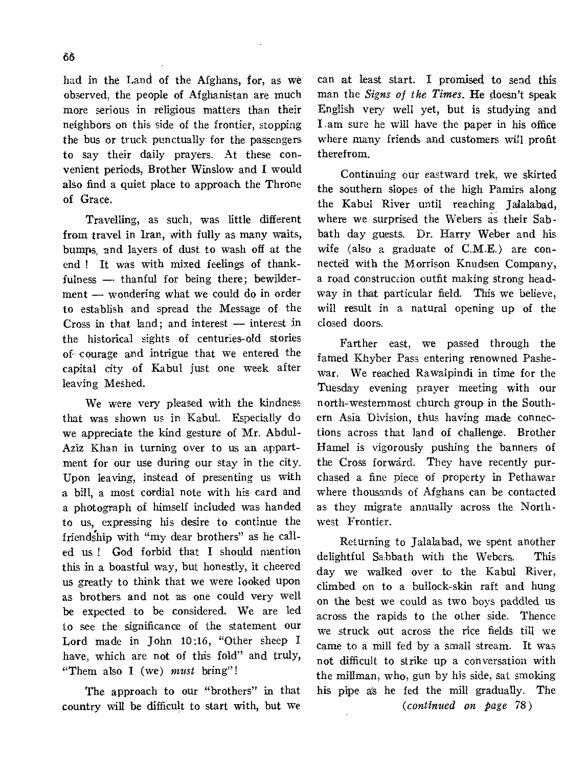had in the Land of the Afghans, for, as we observed, the people of Afghanistan are much more serious in religious matters than their neighbors on this side of the frontier, stopping the bus or truck punctually for the passengers to say their daily prayers. At these convenient periods, Brother Winslow and I would also find a quiet place to approach the Throne of Grace.

Travelling, as such, was little different from travel in Iran, with fully as many waits, bumps, and layers of dust to wash off at the end! It was with mixed feelings of thankfulness — thanful for being there; bewilderment — wondering what we could do in order to establish and spread the Message of the Cross in that land; and interest — interest in the historical sights of centuries-old stories of courage and intrigue that we entered the capital city of Kabul just one week after leaving Meshed.

We were very pleased with the kindness that was shown us in Kabul. Especially do we appreciate the kind gesture of Mr. Abdul-Aziz Khan in turning over to us an appartment for our use during our stay in the city. Upon leaving, instead of presenting us with a bill, a most cordial note with his card and a photograph of himself included was handed to us, expressing his desire to continue the friendship with "my dear brothers" as he called us! God forbid that I should mention this in a boastful way, but honestly, it cheered us greatly to think that we were looked upon as brothers and not as one could very well be expected to be considered. We are led to see the significance of the statement our Lord made in John 10:16, "Other sheep I have, which are not of this fold" and truly, "Them also I (we) *must* bring"!

The approach to our "brothers" in that country will be difficult to start with, but we can at least start. I promised to send this man the *Signs of the Times*. He doesn't speak English very well yet, but is studying and I am sure he will have the paper in his office where many friends and customers will profit therefrom.

Continuing our eastward trek, we skirted the southern slopes of the high Pamirs along the Kabul River until reaching Jalalabad, where we surprised the Webers as their Sabbath day guests. Dr. Harry Weber and his wife (also a graduate of C.M.E.) are connected with the Morrison Knudsen Company, a road construction outfit making strong headway in that particular field. This we believe, will result in a natural opening up of the closed doors.

Farther east, we passed through the famed Khyber Pass entering renowned Pashewar. We reached Rawalpindi in time for the Tuesday evening prayer meeting with our north-westernmost church group in the Southern Asia Division, thus having made connections across that land of challenge. Brother Hamel is vigorously pushing the banners of the Cross forward. They have recently purchased a fine piece of property in Pethawar where thousands of Afghans can be contacted as they migrate annually across the Northwest Frontier.

Returning to Jalalabad, we spent another delightful Sabbath with the Webers. This day we walked over to the Kabul River, climbed on to a bullock-skin raft and hung on the best we could as two boys paddled us across the rapids to the other side. Thence we struck out across the rice fields till we came to a mill fed by a small stream. It was not difficult to strike up a conversation with the millman, who, gun by his side, sat smoking his pipe as he fed the mill gradually. The

*(continued on page 78)*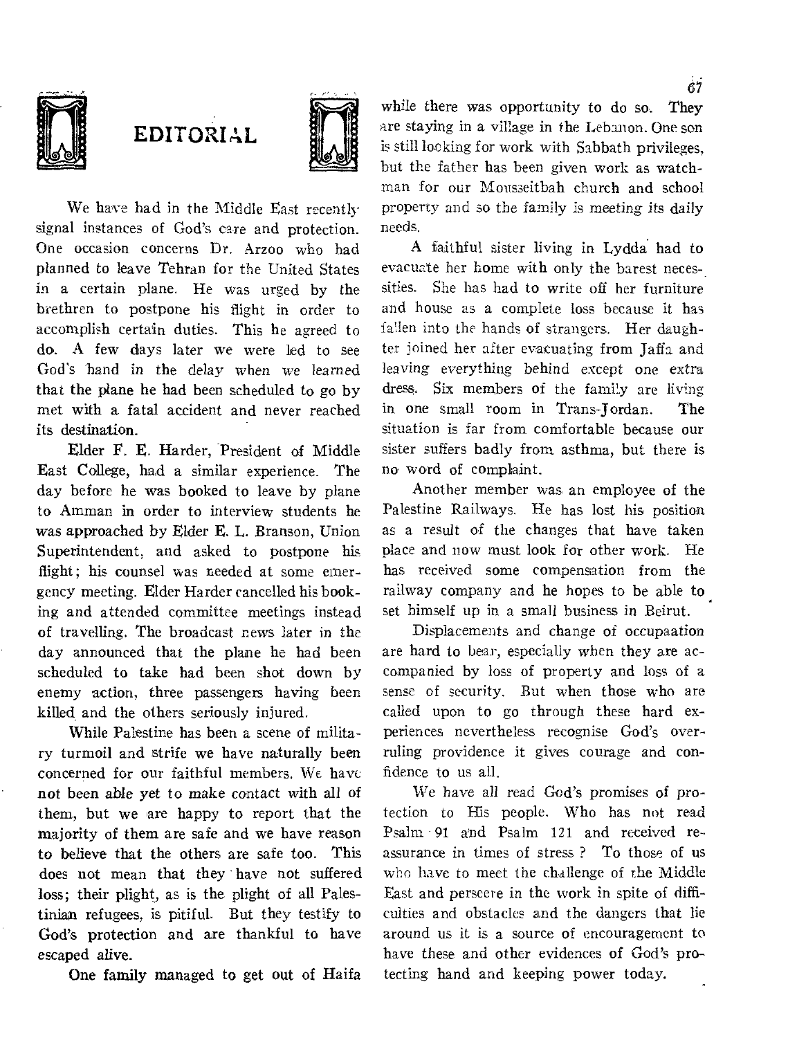# EDITORIAL

We have had in the Middle East recently signal instances of God's care and protection. One occasion concerns Dr. Arzoo who had planned to leave Tehran for the United States in a certain plane. He was urged by the brethren to postpone his flight in order to accomplish certain duties. This he agreed to do. A few days later we were led to see God's hand in the delay when we learned that the plane he had been scheduled to go by met with a fatal accident and never reached its destination.

Elder F. E. Harder, President of Middle East College, had a similar experience. The day before he was booked to leave by plane to Amman in order to interview students he was approached by Elder E. L. Branson, Union Superintendent, and asked to postpone his flight; his counsel was needed at some emergency meeting. Elder Harder cancelled his booking and attended committee meetings instead of travelling. The broadcast news later in the day announced that the plane he had been scheduled to take had been shot down by enemy action, three passengers having been killed and the others seriously injured.

While Palestine has been a scene of military turmoil and strife we have naturally been concerned for our faithful members. We have not been able yet to make contact with all of them, but we are happy to report that the majority of them are safe and we have reason to believe that the others are safe too. This does not mean that they have not suffered loss; their plight, as is the plight of all Palestinian refugees, is pitiful. But they testify to God's protection and are thankful to have escaped alive.

One family managed to get out of Haifa while there was opportunity to do so. They are staying in a village in the Lebanon. One son is still looking for work with Sabbath privileges, but the father has been given work as watchman for our Moussaitbah church and school property and so the family is meeting its daily needs.

A faithful sister living in Lydda had to evacuate her home with only the barest necessities. She has had to write off her furniture and house as a complete loss because it has fallen into the hands of strangers. Her daughter joined her after evacuating from Jaffa and leaving everything behind except one extra dress. Six members of the family are living in one small room in Trans-Jordan. The situation is far from comfortable because our sister suffers badly from asthma, but there is no word of complaint.

Another member was an employee of the Palestine Railways. He has lost his position as a result of the changes that have taken place and now must look for other work. He has received some compensation from the railway company and he hopes to be able to set himself up in a small business in Beirut.

Displacements and change of occupaation are hard to bear, especially when they are accompanied by loss of property and loss of a sense of security. But when those who are called upon to go through these hard experiences nevertheless recognise God's overruling providence it gives courage and confidence to us all.

We have all read God's promises of protection to His people. Who has not read Psalm 91 and Psalm 121 and received reassurance in times of stress ? To those of us who have to meet the challenge of the Middle East and perseere in the work in spite of difficulties and obstacles and the dangers that lie around us it is a source of encouragement to have these and other evidences of God's protecting hand and keeping power today.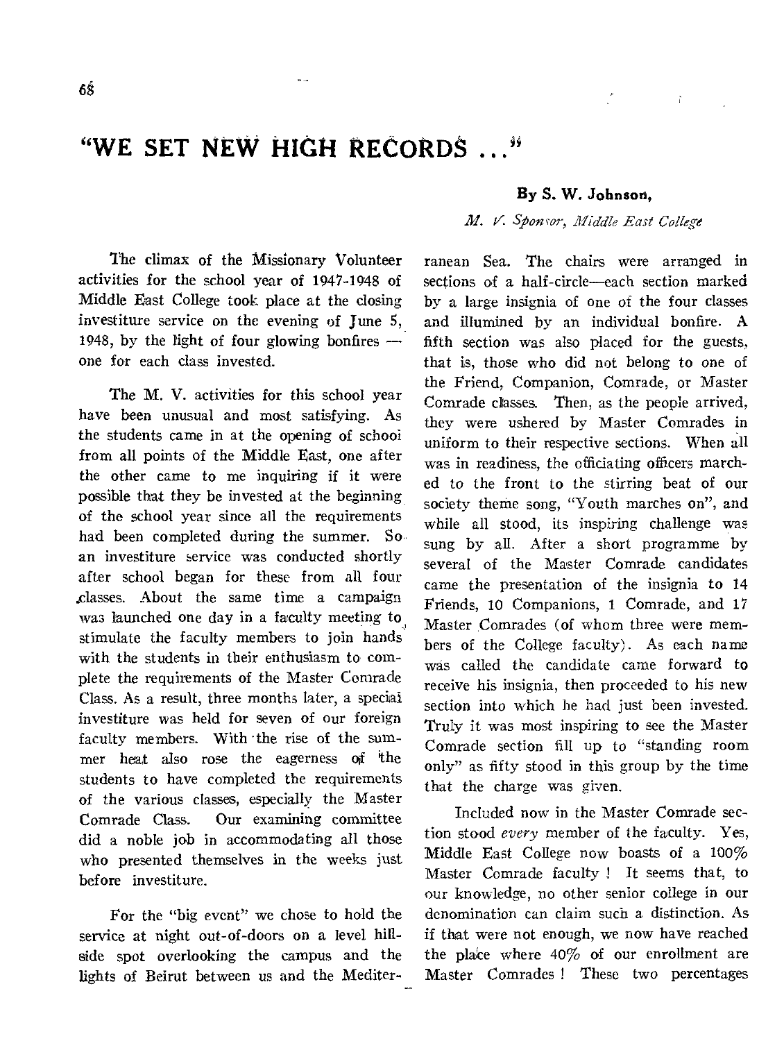# "WE SET NEW HIGH RECORDS ..."

**By S. W. Johnson,**

*M. V. Sponsor, Middle East College*

The climax of the Missionary Volunteer activities for the school year of 1947-1948 of Middle East College took place at the closing investiture service on the evening of June 5, 1948, by the light of four glowing bonfires — one for each class invested.

The M. V. activities for this school year have been unusual and most satisfying. As the students came in at the opening of school from all points of the Middle East, one after the other came to me inquiring if it were possible that they be invested at the beginning of the school year since all the requirements had been completed during the summer. So an investiture service was conducted shortly after school began for these from all four classes. About the same time a campaign was launched one day in a faculty meeting to stimulate the faculty members to join hands with the students in their enthusiasm to complete the requirements of the Master Comrade Class. As a result, three months later, a special investiture was held for seven of our foreign faculty members. With the rise of the summer heat also rose the eagerness of the students to have completed the requirements of the various classes, especially the Master Comrade Class. Our examining committee did a noble job in accommodating all those who presented themselves in the weeks just before investiture.

For the "big event" we chose to hold the service at night out-of-doors on a level hillside spot overlooking the campus and the lights of Beirut between us and the Mediterranean Sea. The chairs were arranged in sections of a half-circle—each section marked by a large insignia of one of the four classes and illumined by an individual bonfire. A fifth section was also placed for the guests, that is, those who did not belong to one of the Friend, Companion, Comrade, or Master Comrade classes. Then, as the people arrived, they were ushered by Master Comrades in uniform to their respective sections. When all was in readiness, the officiating officers marched to the front to the stirring beat of our society theme song, "Youth marches on", and while all stood, its inspiring challenge was sung by all. After a short programme by several of the Master Comrade candidates came the presentation of the insignia to 14 Friends, 10 Companions, 1 Comrade, and 17 Master Comrades (of whom three were members of the College faculty). As each name was called the candidate came forward to receive his insignia, then proceeded to his new section into which he had just been invested. Truly it was most inspiring to see the Master Comrade section fill up to "standing room only" as fifty stood in this group by the time that the charge was given.

Included now in the Master Comrade section stood *every* member of the faculty. Yes, Middle East College now boasts of a 100% Master Comrade faculty ! It seems that, to our knowledge, no other senior college in our denomination can claim such a distinction. As if that were not enough, we now have reached the place where 40% of our enrollment are Master Comrades ! These two percentages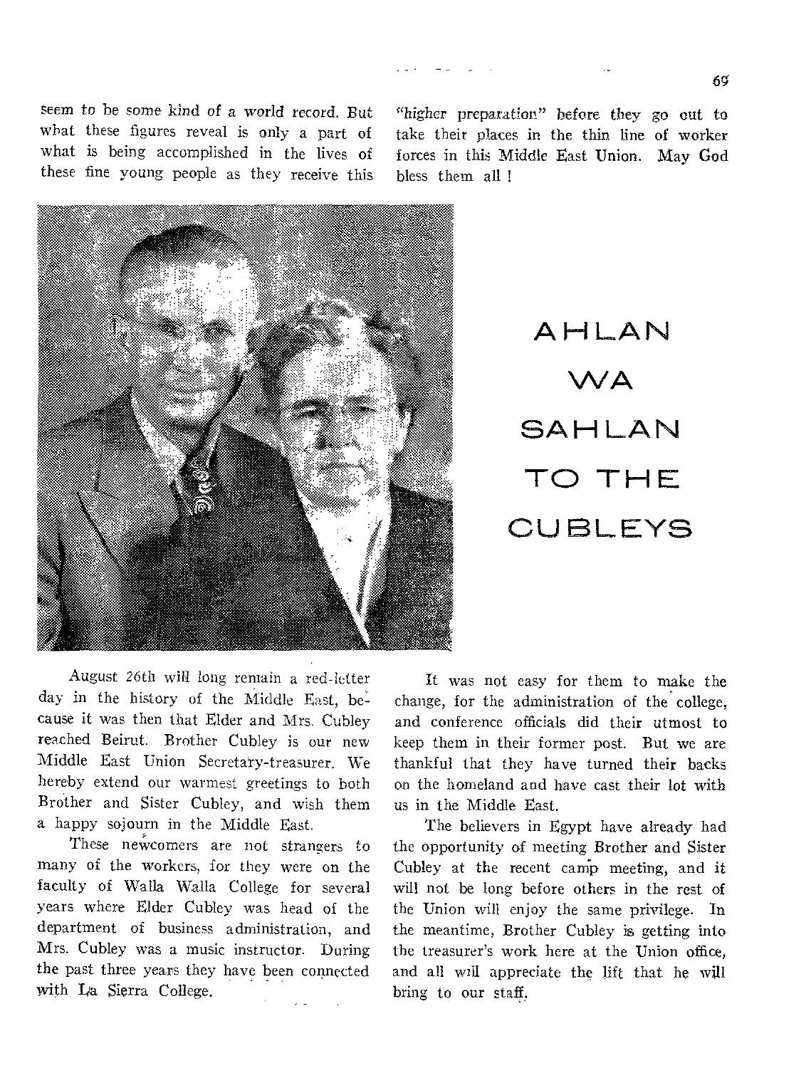seem to be some kind of a world record. But what these figures reveal is only a part of what is being accomplished in the lives of these fine young people as they receive this "higher preparation" before they go out to take their places in the thin line of worker forces in this Middle East Union. May God bless them all !

# AHLAN WA SAHLAN TO THE CUBLEYS

August 26th will long remain a red-letter day in the history of the Middle East, because it was then that Elder and Mrs. Cubley reached Beirut. Brother Cubley is our new Middle East Union Secretary-treasurer. We hereby extend our warmest greetings to both Brother and Sister Cubley, and wish them a happy sojourn in the Middle East.

These newcomers are not strangers to many of the workers, for they were on the faculty of Walla Walla College for several years where Elder Cubley was head of the department of business administration, and Mrs. Cubley was a music instructor. During the past three years they have been connected with La Sierra College.

It was not easy for them to make the change, for the administration of the college, and conference officials did their utmost to keep them in their former post. But we are thankful that they have turned their backs on the homeland and have cast their lot with us in the Middle East.

The believers in Egypt have already had the opportunity of meeting Brother and Sister Cubley at the recent camp meeting, and it will not be long before others in the rest of the Union will enjoy the same privilege. In the meantime, Brother Cubley is getting into the treasurer's work here at the Union office, and all will appreciate the lift that he will bring to our staff.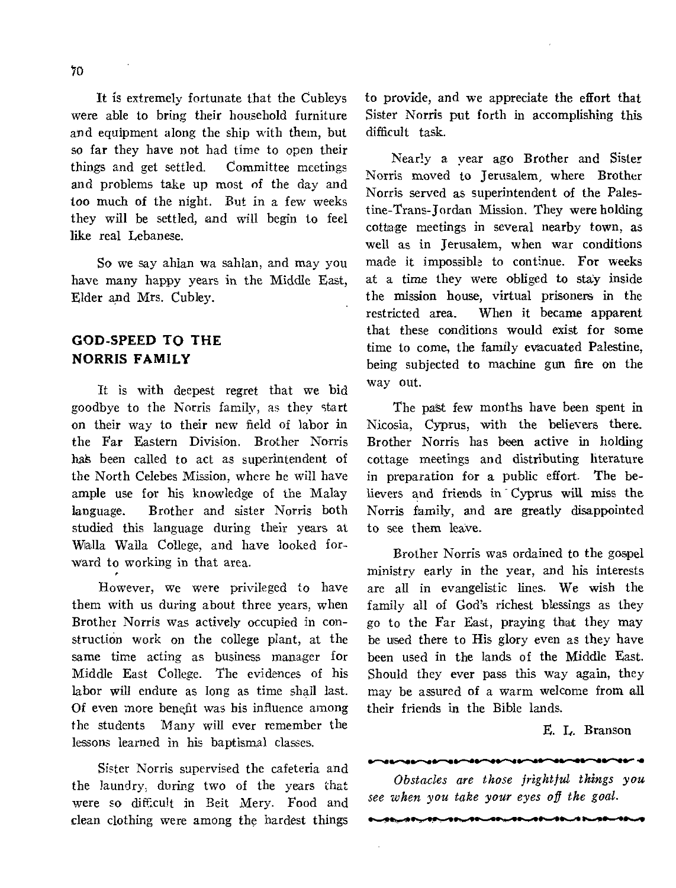It is extremely fortunate that the Cubleys were able to bring their household furniture and equipment along the ship with them, but so far they have not had time to open their things and get settled. Committee meetings and problems take up most of the day and too much of the night. But in a few weeks they will be settled, and will begin to feel like real Lebanese.

So we say ahlan wa sahlan, and may you have many happy years in the Middle East, Elder and Mrs. Cubley.

## GOD-SPEED TO THE NORRIS FAMILY

It is with deepest regret that we bid goodbye to the Norris family, as they start on their way to their new field of labor in the Far Eastern Division. Brother Norris has been called to act as superintendent of the North Celebes Mission, where he will have ample use for his knowledge of the Malay language. Brother and sister Norris both studied this language during their years at Walla Walla College, and have looked forward to working in that area.

However, we were privileged to have them with us during about three years, when Brother Norris was actively occupied in construction work on the college plant, at the same time acting as business manager for Middle East College. The evidences of his labor will endure as long as time shall last. Of even more benefit was his influence among the students Many will ever remember the lessons learned in his baptismal classes.

Sister Norris supervised the cafeteria and the laundry, during two of the years that were so difficult in Beit Mery. Food and clean clothing were among the hardest things to provide, and we appreciate the effort that Sister Norris put forth in accomplishing this difficult task.

Nearly a year ago Brother and Sister Norris moved to Jerusalem, where Brother Norris served as superintendent of the Palestine-Trans-Jordan Mission. They were holding cottage meetings in several nearby town, as well as in Jerusalem, when war conditions made it impossible to continue. For weeks at a time they were obliged to stay inside the mission house, virtual prisoners in the restricted area. When it became apparent that these conditions would exist for some time to come, the family evacuated Palestine, being subjected to machine gun fire on the way out.

The past few months have been spent in Nicosia, Cyprus, with the believers there. Brother Norris has been active in holding cottage meetings and distributing literature in preparation for a public effort. The believers and friends in Cyprus will miss the Norris family, and are greatly disappointed to see them leave.

Brother Norris was ordained to the gospel ministry early in the year, and his interests are all in evangelistic lines. We wish the family all of God's richest blessings as they go to the Far East, praying that they may be used there to His glory even as they have been used in the lands of the Middle East. Should they ever pass this way again, they may be assured of a warm welcome from all their friends in the Bible lands.

E. L. Branson

---

*Obstacles are those frightful things you see when you take your eyes off the goal.*

---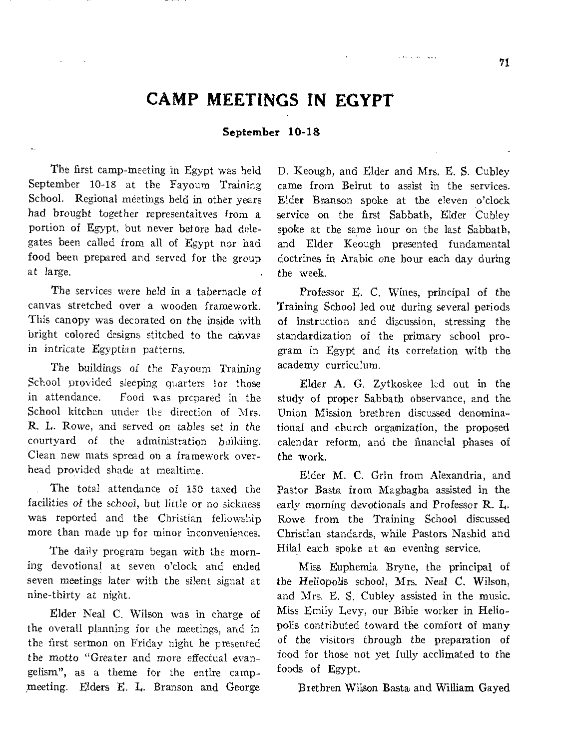# CAMP MEETINGS IN EGYPT

**September 10-18**

The first camp-meeting in Egypt was held September 10-18 at the Fayoum Training School. Regional meetings held in other years had brought together representaitves from a portion of Egypt, but never before had delegates been called from all of Egypt nor had food been prepared and served for the group at large.

The services were held in a tabernacle of canvas stretched over a wooden framework. This canopy was decorated on the inside with bright colored designs stitched to the canvas in intricate Egyptian patterns.

The buildings of the Fayoum Training School provided sleeping quarters for those in attendance. Food was prepared in the School kitchen under the direction of Mrs. R. L. Rowe, and served on tables set in the courtyard of the administration building. Clean new mats spread on a framework overhead provided shade at mealtime.

The total attendance of 150 taxed the facilities of the school, but little or no sickness was reported and the Christian fellowship more than made up for minor inconveniences.

The daily program began with the morning devotional at seven o'clock and ended seven meetings later with the silent signal at nine-thirty at night.

Elder Neal C. Wilson was in charge of the overall planning for the meetings, and in the first sermon on Friday night he presented the motto "Greater and more effectual evangelism", as a theme for the entire camp-meeting. Elders E. L. Branson and George D. Keough, and Elder and Mrs. E. S. Cubley came from Beirut to assist in the services. Elder Branson spoke at the eleven o'clock service on the first Sabbath, Elder Cubley spoke at the same hour on the last Sabbath, and Elder Keough presented fundamental doctrines in Arabic one hour each day during the week.

Professor E. C. Wines, principal of the Training School led out during several periods of instruction and discussion, stressing the standardization of the primary school program in Egypt and its correlation with the academy curriculum.

Elder A. G. Zytkoskee led out in the study of proper Sabbath observance, and the Union Mission brethren discussed denominational and church organization, the proposed calendar reform, and the financial phases of the work.

Elder M. C. Grin from Alexandria, and Pastor Basta from Maghagha assisted in the early morning devotionals and Professor R. L. Rowe from the Training School discussed Christian standards, while Pastors Nashid and Hilal each spoke at an evening service.

Miss Euphemia Bryne, the principal of the Heliopolis school, Mrs. Neal C. Wilson, and Mrs. E. S. Cubley assisted in the music. Miss Emily Levy, our Bible worker in Heliopolis contributed toward the comfort of many of the visitors through the preparation of food for those not yet fully acclimated to the foods of Egypt.

Brethren Wilson Basta and William Gayed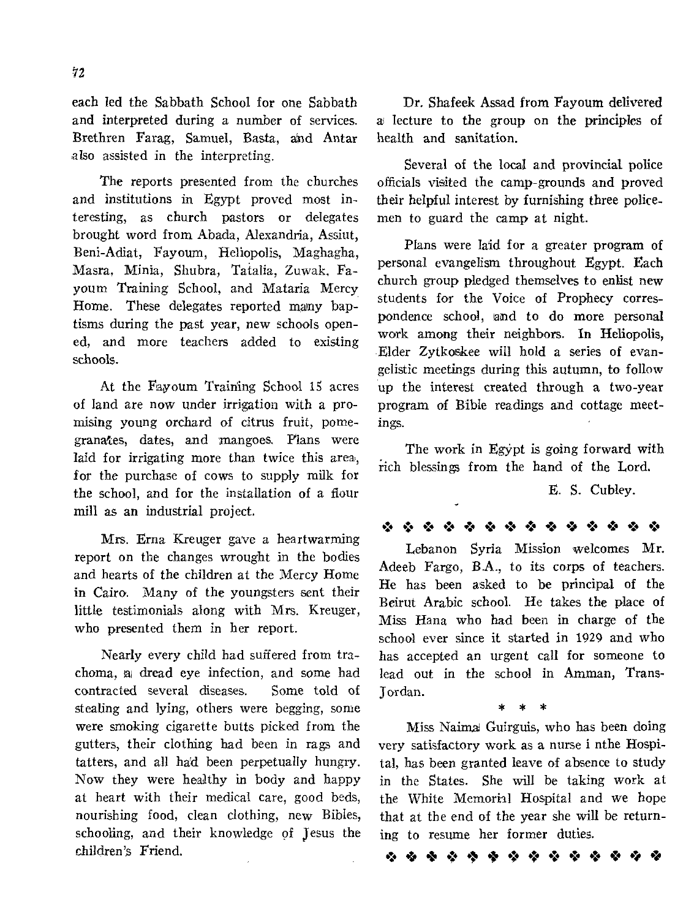each led the Sabbath School for one Sabbath and interpreted during a number of services. Brethren Farag, Samuel, Basta, and Antar also assisted in the interpreting.

The reports presented from the churches and institutions in Egypt proved most interesting, as church pastors or delegates brought word from Abada, Alexandria, Assiut, Beni-Adiat, Fayoum, Heliopolis, Maghagha, Masra, Minia, Shubra, Tatalia, Zuwak, Fayoum Training School, and Mataria Mercy Home. These delegates reported many baptisms during the past year, new schools opened, and more teachers added to existing schools.

At the Fayoum Training School 15 acres of land are now under irrigation with a promising young orchard of citrus fruit, pomegranates, dates, and mangoes. Plans were laid for irrigating more than twice this area, for the purchase of cows to supply milk for the school, and for the installation of a flour mill as an industrial project.

Mrs. Erna Kreuger gave a heartwarming report on the changes wrought in the bodies and hearts of the children at the Mercy Home in Cairo. Many of the youngsters sent their little testimonials along with Mrs. Kreuger, who presented them in her report.

Nearly every child had suffered from trachoma, a dread eye infection, and some had contracted several diseases. Some told of stealing and lying, others were begging, some were smoking cigarette butts picked from the gutters, their clothing had been in rags and tatters, and all had been perpetually hungry. Now they were healthy in body and happy at heart with their medical care, good beds, nourishing food, clean clothing, new Bibles, schooling, and their knowledge of Jesus the children's Friend.

Dr. Shafeek Assad from Fayoum delivered a lecture to the group on the principles of health and sanitation.

Several of the local and provincial police officials visited the camp-grounds and proved their helpful interest by furnishing three policemen to guard the camp at night.

Plans were laid for a greater program of personal evangelism throughout Egypt. Each church group pledged themselves to enlist new students for the Voice of Prophecy correspondence school, and to do more personal work among their neighbors. In Heliopolis, Elder Zytkoskee will hold a series of evangelistic meetings during this autumn, to follow up the interest created through a two-year program of Bible readings and cottage meetings.

The work in Egypt is going forward with rich blessings from the hand of the Lord.

E. S. Cubley.

❖ ❖ ❖ ❖ ❖ ❖ ❖ ❖ ❖ ❖ ❖ ❖ ❖ ❖

Lebanon Syria Mission welcomes Mr. Adeeb Fargo, B.A., to its corps of teachers. He has been asked to be principal of the Beirut Arabic school. He takes the place of Miss Hana who had been in charge of the school ever since it started in 1929 and who has accepted an urgent call for someone to lead out in the school in Amman, Trans-Jordan.

\* \* \*

Miss Naima Guirguis, who has been doing very satisfactory work as a nurse i nthe Hospital, has been granted leave of absence to study in the States. She will be taking work at the White Memorial Hospital and we hope that at the end of the year she will be returning to resume her former duties.

❖ ❖ ❖ ❖ ❖ ❖ ❖ ❖ ❖ ❖ ❖ ❖ ❖ ❖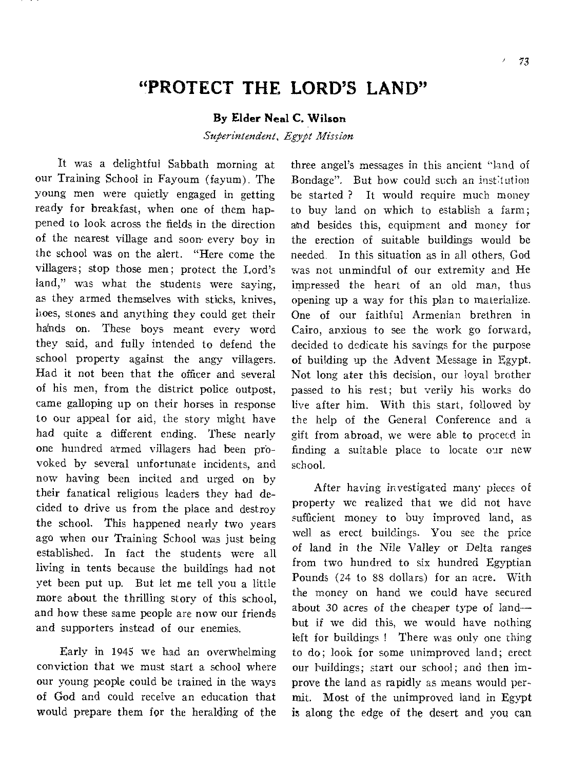# "PROTECT THE LORD'S LAND"

**By Elder Neal C. Wilson**

*Superintendent, Egypt Mission*

It was a delightful Sabbath morning at our Training School in Fayoum (fayum). The young men were quietly engaged in getting ready for breakfast, when one of them happened to look across the fields in the direction of the nearest village and soon every boy in the school was on the alert. "Here come the villagers; stop those men; protect the Lord's land," was what the students were saying, as they armed themselves with sticks, knives, hoes, stones and anything they could get their hands on. These boys meant every word they said, and fully intended to defend the school property against the angy villagers. Had it not been that the officer and several of his men, from the district police outpost, came galloping up on their horses in response to our appeal for aid, the story might have had quite a different ending. These nearly one hundred armed villagers had been provoked by several unfortunate incidents, and now having been incited and urged on by their fanatical religious leaders they had decided to drive us from the place and destroy the school. This happened nearly two years ago when our Training School was just being established. In fact the students were all living in tents because the buildings had not yet been put up. But let me tell you a little more about the thrilling story of this school, and how these same people are now our friends and supporters instead of our enemies.

Early in 1945 we had an overwhelming conviction that we must start a school where our young people could be trained in the ways of God and could receive an education that would prepare them for the heralding of the three angel's messages in this ancient "land of Bondage". But how could such an institution be started ? It would require much money to buy land on which to establish a farm; and besides this, equipment and money for the erection of suitable buildings would be needed. In this situation as in all others, God was not unmindful of our extremity and He impressed the heart of an old man, thus opening up a way for this plan to materialize. One of our faithful Armenian brethren in Cairo, anxious to see the work go forward, decided to dedicate his savings for the purpose of building up the Advent Message in Egypt. Not long ater this decision, our loyal brother passed to his rest; but verily his works do live after him. With this start, followed by the help of the General Conference and a gift from abroad, we were able to proceed in finding a suitable place to locate our new school.

After having investigated many pieces of property we realized that we did not have sufficient money to buy improved land, as well as erect buildings. You see the price of land in the Nile Valley or Delta ranges from two hundred to six hundred Egyptian Pounds (24 to 88 dollars) for an acre. With the money on hand we could have secured about 30 acres of the cheaper type of land—but if we did this, we would have nothing left for buildings ! There was only one thing to do; look for some unimproved land; erect our buildings; start our school; and then improve the land as rapidly as means would permit. Most of the unimproved land in Egypt is along the edge of the desert and you can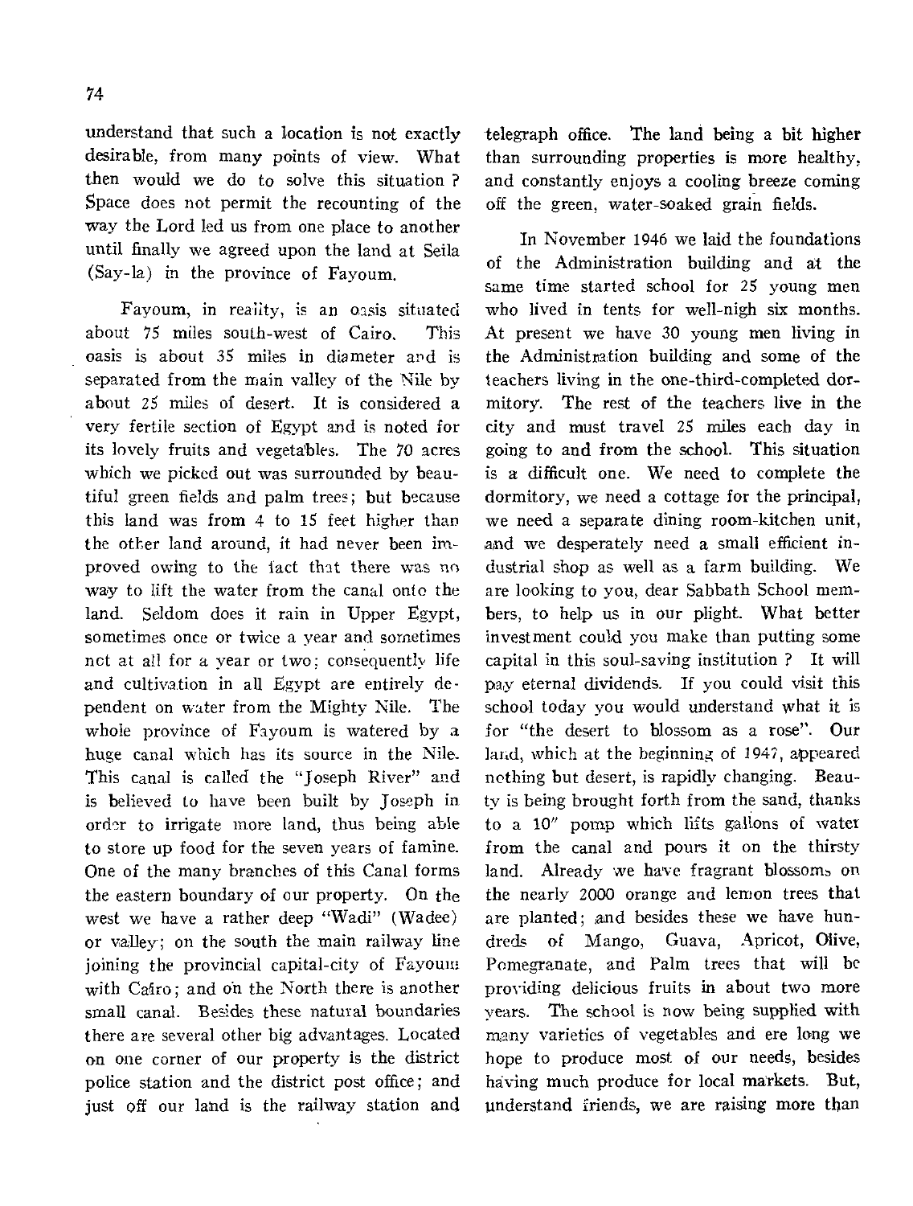understand that such a location is not exactly desirable, from many points of view. What then would we do to solve this situation ? Space does not permit the recounting of the way the Lord led us from one place to another until finally we agreed upon the land at Seila (Say-la) in the province of Fayoum.

Fayoum, in reality, is an oasis situated about 75 miles south-west of Cairo. This oasis is about 35 miles in diameter and is separated from the main valley of the Nile by about 25 miles of desert. It is considered a very fertile section of Egypt and is noted for its lovely fruits and vegetables. The 70 acres which we picked out was surrounded by beautiful green fields and palm trees; but because this land was from 4 to 15 feet higher than the other land around, it had never been improved owing to the fact that there was no way to lift the water from the canal onto the land. Seldom does it rain in Upper Egypt, sometimes once or twice a year and sometimes not at all for a year or two; consequently life and cultivation in all Egypt are entirely dependent on water from the Mighty Nile. The whole province of Fayoum is watered by a huge canal which has its source in the Nile. This canal is called the "Joseph River" and is believed to have been built by Joseph in order to irrigate more land, thus being able to store up food for the seven years of famine. One of the many branches of this Canal forms the eastern boundary of our property. On the west we have a rather deep "Wadi" (Wadee) or valley; on the south the main railway line joining the provincial capital-city of Fayoum with Cairo; and on the North there is another small canal. Besides these natural boundaries there are several other big advantages. Located on one corner of our property is the district police station and the district post office; and just off our land is the railway station and telegraph office. The land being a bit higher than surrounding properties is more healthy, and constantly enjoys a cooling breeze coming off the green, water-soaked grain fields.

In November 1946 we laid the foundations of the Administration building and at the same time started school for 25 young men who lived in tents for well-nigh six months. At present we have 30 young men living in the Administration building and some of the teachers living in the one-third-completed dormitory. The rest of the teachers live in the city and must travel 25 miles each day in going to and from the school. This situation is a difficult one. We need to complete the dormitory, we need a cottage for the principal, we need a separate dining room-kitchen unit, and we desperately need a small efficient industrial shop as well as a farm building. We are looking to you, dear Sabbath School members, to help us in our plight. What better investment could you make than putting some capital in this soul-saving institution ? It will pay eternal dividends. If you could visit this school today you would understand what it is for "the desert to blossom as a rose". Our land, which at the beginning of 1947, appeared nothing but desert, is rapidly changing. Beauty is being brought forth from the sand, thanks to a 10" pomp which lifts gallons of water from the canal and pours it on the thirsty land. Already we have fragrant blossoms on the nearly 2000 orange and lemon trees that are planted; and besides these we have hundreds of Mango, Guava, Apricot, Olive, Pomegranate, and Palm trees that will be providing delicious fruits in about two more years. The school is now being supplied with many varieties of vegetables and ere long we hope to produce most of our needs, besides having much produce for local markets. But, understand friends, we are raising more than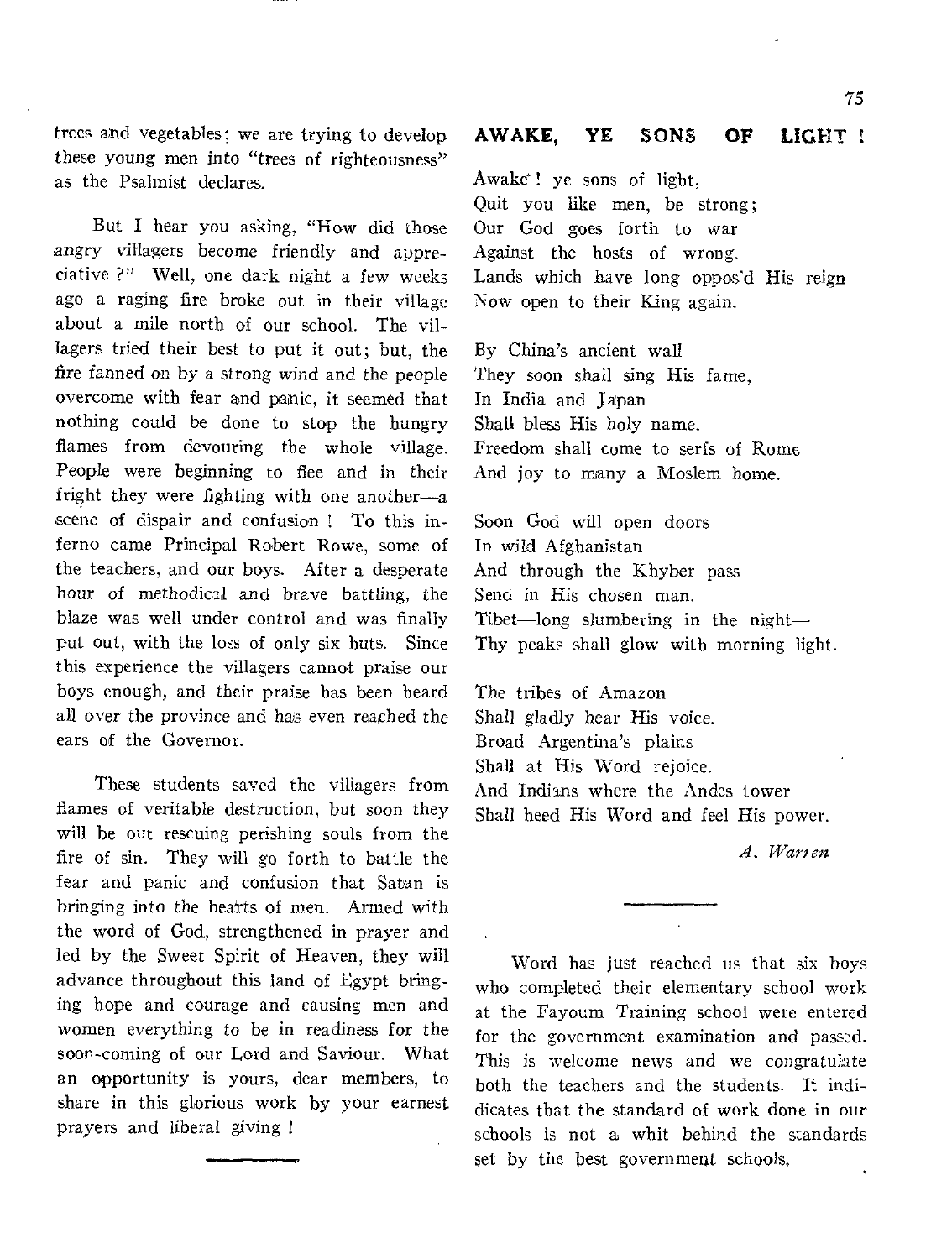trees and vegetables; we are trying to develop these young men into "trees of righteousness" as the Psalmist declares.

But I hear you asking, "How did those angry villagers become friendly and appreciative ?" Well, one dark night a few weeks ago a raging fire broke out in their village about a mile north of our school. The villagers tried their best to put it out; but, the fire fanned on by a strong wind and the people overcome with fear and panic, it seemed that nothing could be done to stop the hungry flames from devouring the whole village. People were beginning to flee and in their fright they were fighting with one another—a scene of dispair and confusion ! To this inferno came Principal Robert Rowe, some of the teachers, and our boys. After a desperate hour of methodical and brave battling, the blaze was well under control and was finally put out, with the loss of only six huts. Since this experience the villagers cannot praise our boys enough, and their praise has been heard all over the province and has even reached the ears of the Governor.

These students saved the villagers from flames of veritable destruction, but soon they will be out rescuing perishing souls from the fire of sin. They will go forth to battle the fear and panic and confusion that Satan is bringing into the hearts of men. Armed with the word of God, strengthened in prayer and led by the Sweet Spirit of Heaven, they will advance throughout this land of Egypt bringing hope and courage and causing men and women everything to be in readiness for the soon-coming of our Lord and Saviour. What an opportunity is yours, dear members, to share in this glorious work by your earnest prayers and liberal giving !

## AWAKE, YE SONS OF LIGHT !

Awake ! ye sons of light,
Quit you like men, be strong;
Our God goes forth to war
Against the hosts of wrong.
Lands which have long oppos'd His reign
Now open to their King again.

By China's ancient wall
They soon shall sing His fame,
In India and Japan
Shall bless His holy name.
Freedom shall come to serfs of Rome
And joy to many a Moslem home.

Soon God will open doors
In wild Afghanistan
And through the Khyber pass
Send in His chosen man.
Tibet—long slumbering in the night—
Thy peaks shall glow with morning light.

The tribes of Amazon
Shall gladly hear His voice.
Broad Argentina's plains
Shall at His Word rejoice.
And Indians where the Andes tower
Shall heed His Word and feel His power.

*A. Warren*

---

Word has just reached us that six boys who completed their elementary school work at the Fayoum Training school were entered for the government examination and passed. This is welcome news and we congratulate both the teachers and the students. It indidicates that the standard of work done in our schools is not a whit behind the standards set by the best government schools.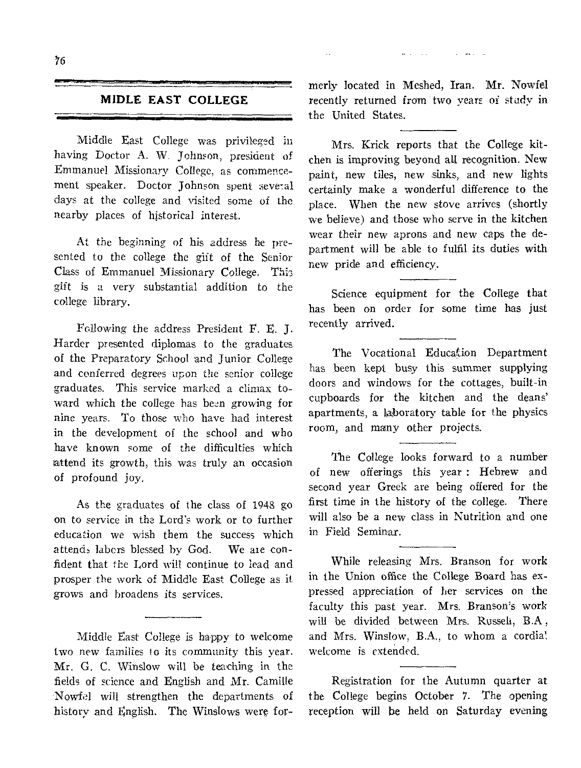## MIDLE EAST COLLEGE

Middle East College was privileged in having Doctor A. W. Johnson, president of Emmanuel Missionary College, as commencement speaker. Doctor Johnson spent several days at the college and visited some of the nearby places of historical interest.

At the beginning of his address he presented to the college the gift of the Senior Class of Emmanuel Missionary College. This gift is a very substantial addition to the college library.

Following the address President F. E. J. Harder presented diplomas to the graduates of the Preparatory School and Junior College and conferred degrees upon the senior college graduates. This service marked a climax toward which the college has been growing for nine years. To those who have had interest in the development of the school and who have known some of the difficulties which attend its growth, this was truly an occasion of profound joy.

As the graduates of the class of 1948 go on to service in the Lord's work or to further education we wish them the success which attends labors blessed by God. We are confident that the Lord will continue to lead and prosper the work of Middle East College as it grows and broadens its services.

---

Middle East College is happy to welcome two new families to its community this year. Mr. G. C. Winslow will be teaching in the fields of science and English and Mr. Camille Nowfel will strengthen the departments of history and English. The Winslows were formerly located in Meshed, Iran. Mr. Nowfel recently returned from two years of study in the United States.

---

Mrs. Krick reports that the College kitchen is improving beyond all recognition. New paint, new tiles, new sinks, and new lights certainly make a wonderful difference to the place. When the new stove arrives (shortly we believe) and those who serve in the kitchen wear their new aprons and new caps the department will be able to fulfil its duties with new pride and efficiency.

---

Science equipment for the College that has been on order for some time has just recently arrived.

---

The Vocational Education Department has been kept busy this summer supplying doors and windows for the cottages, built-in cupboards for the kitchen and the deans' apartments, a laboratory table for the physics room, and many other projects.

---

The College looks forward to a number of new offerings this year: Hebrew and second year Greek are being offered for the first time in the history of the college. There will also be a new class in Nutrition and one in Field Seminar.

---

While releasing Mrs. Branson for work in the Union office the College Board has expressed appreciation of her services on the faculty this past year. Mrs. Branson's work will be divided between Mrs. Russell, B.A., and Mrs. Winslow, B.A., to whom a cordial welcome is extended.

---

Registration for the Autumn quarter at the College begins October 7. The opening reception will be held on Saturday evening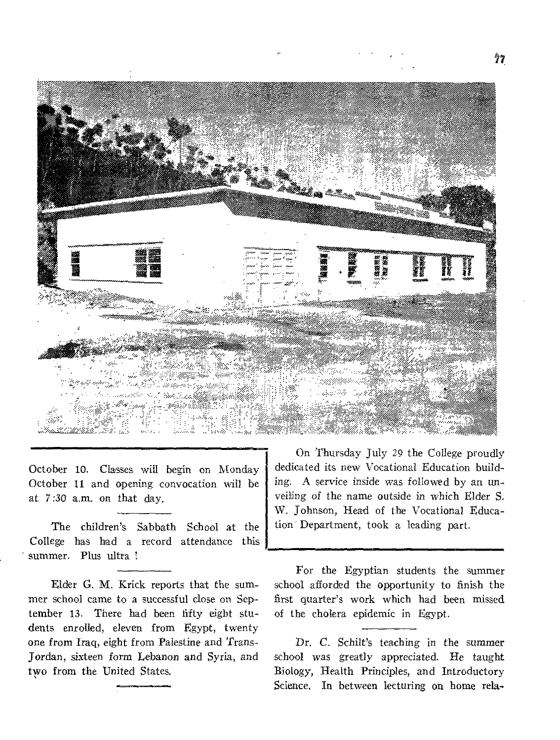October 10. Classes will begin on Monday October 11 and opening convocation will be at 7:30 a.m. on that day.

---

The children's Sabbath School at the College has had a record attendance this summer. Plus ultra !

---

Elder G. M. Krick reports that the summer school came to a successful close on September 13. There had been fifty eight students enrolled, eleven from Egypt, twenty one from Iraq, eight from Palestine and Trans-Jordan, sixteen form Lebanon and Syria, and two from the United States.

---

On Thursday July 29 the College proudly dedicated its new Vocational Education building. A service inside was followed by an unveiling of the name outside in which Elder S. W. Johnson, Head of the Vocational Education Department, took a leading part.

---

For the Egyptian students the summer school afforded the opportunity to finish the first quarter's work which had been missed of the cholera epidemic in Egypt.

---

Dr. C. Schilt's teaching in the summer school was greatly appreciated. He taught Biology, Health Principles, and Introductory Science. In between lecturing on home rela-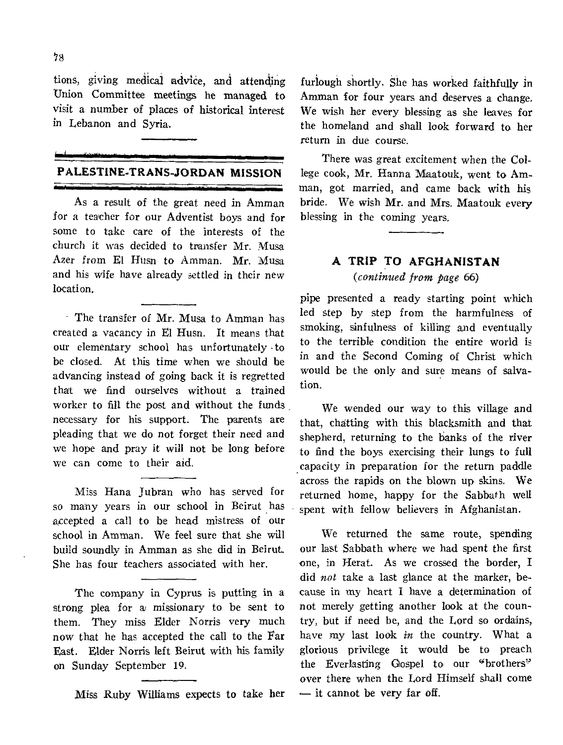tions, giving medical advice, and attending Union Committee meetings he managed to visit a number of places of historical interest in Lebanon and Syria.

## PALESTINE-TRANS-JORDAN MISSION

As a result of the great need in Amman for a teacher for our Adventist boys and for some to take care of the interests of the church it was decided to transfer Mr. Musa Azer from El Husn to Amman. Mr. Musa and his wife have already settled in their new location.

The transfer of Mr. Musa to Amman has created a vacancy in El Husn. It means that our elementary school has unfortunately to be closed. At this time when we should be advancing instead of going back it is regretted that we find ourselves without a trained worker to fill the post and without the funds necessary for his support. The parents are pleading that we do not forget their need and we hope and pray it will not be long before we can come to their aid.

Miss Hana Jubran who has served for so many years in our school in Beirut has accepted a call to be head mistress of our school in Amman. We feel sure that she will build soundly in Amman as she did in Beirut. She has four teachers associated with her.

The company in Cyprus is putting in a strong plea for a missionary to be sent to them. They miss Elder Norris very much now that he has accepted the call to the Far East. Elder Norris left Beirut with his family on Sunday September 19.

Miss Ruby Williams expects to take her furlough shortly. She has worked faithfully in Amman for four years and deserves a change. We wish her every blessing as she leaves for the homeland and shall look forward to her return in due course.

There was great excitement when the College cook, Mr. Hanna Maatouk, went to Amman, got married, and came back with his bride. We wish Mr. and Mrs. Maatouk every blessing in the coming years.

## A TRIP TO AFGHANISTAN

*(continued from page 66)*

pipe presented a ready starting point which led step by step from the harmfulness of smoking, sinfulness of killing and eventually to the terrible condition the entire world is in and the Second Coming of Christ which would be the only and sure means of salvation.

We wended our way to this village and that, chatting with this blacksmith and that shepherd, returning to the banks of the river to find the boys exercising their lungs to full capacity in preparation for the return paddle across the rapids on the blown up skins. We returned home, happy for the Sabbath well spent with fellow believers in Afghanistan.

We returned the same route, spending our last Sabbath where we had spent the first one, in Herat. As we crossed the border, I did *not* take a last glance at the marker, because in my heart I have a determination of not merely getting another look at the country, but if need be, and the Lord so ordains, have my last look *in* the country. What a glorious privilege it would be to preach the Everlasting Gospel to our "brothers" over there when the Lord Himself shall come — it cannot be very far off.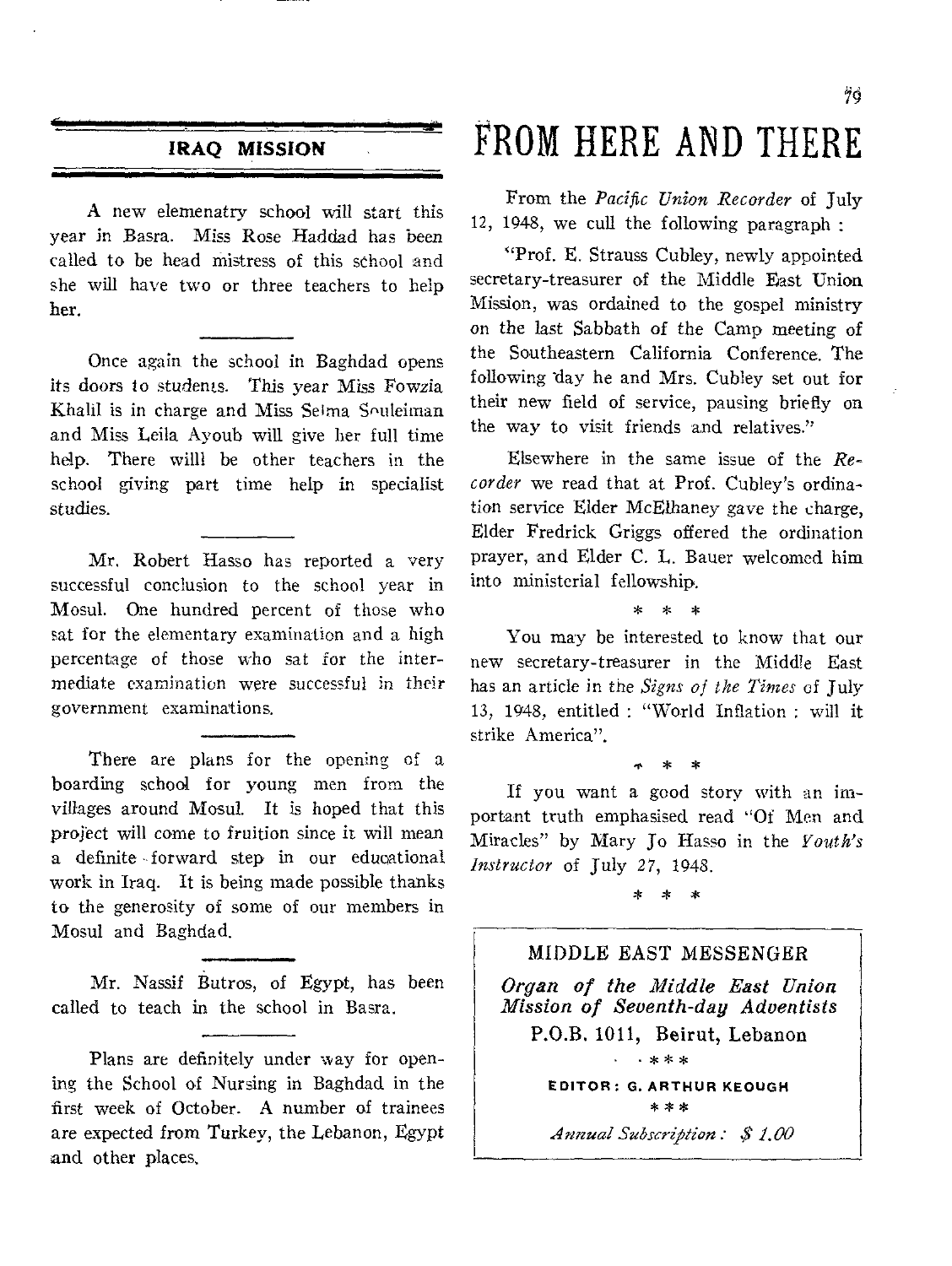## IRAQ MISSION

A new elemenatry school will start this year in Basra. Miss Rose Haddad has been called to be head mistress of this school and she will have two or three teachers to help her.

---

Once again the school in Baghdad opens its doors to students. This year Miss Fowzia Khalil is in charge and Miss Selma Souleiman and Miss Leila Ayoub will give her full time help. There willl be other teachers in the school giving part time help in specialist studies.

---

Mr. Robert Hasso has reported a very successful conclusion to the school year in Mosul. One hundred percent of those who sat for the elementary examination and a high percentage of those who sat for the intermediate examination were successful in their government examinations.

---

There are plans for the opening of a boarding school for young men from the villages around Mosul. It is hoped that this project will come to fruition since it will mean a definite forward step in our educational work in Iraq. It is being made possible thanks to the generosity of some of our members in Mosul and Baghdad.

---

Mr. Nassif Butros, of Egypt, has been called to teach in the school in Basra.

---

Plans are definitely under way for opening the School of Nursing in Baghdad in the first week of October. A number of trainees are expected from Turkey, the Lebanon, Egypt and other places.

# FROM HERE AND THERE

From the *Pacific Union Recorder* of July 12, 1948, we cull the following paragraph :

"Prof. E. Strauss Cubley, newly appointed secretary-treasurer of the Middle East Union Mission, was ordained to the gospel ministry on the last Sabbath of the Camp meeting of the Southeastern California Conference. The following day he and Mrs. Cubley set out for their new field of service, pausing briefly on the way to visit friends and relatives."

Elsewhere in the same issue of the *Recorder* we read that at Prof. Cubley's ordination service Elder McElhaney gave the charge, Elder Fredrick Griggs offered the ordination prayer, and Elder C. L. Bauer welcomed him into ministerial fellowship.

\* \* \*

You may be interested to know that our new secretary-treasurer in the Middle East has an article in the *Signs of the Times* of July 13, 1948, entitled : "World Inflation : will it strike America".

\* \* \*

If you want a good story with an important truth emphasised read "Of Men and Miracles" by Mary Jo Hasso in the *Youth's Instructor* of July 27, 1948.

\* \* \*

MIDDLE EAST MESSENGER

***Organ of the Middle East Union Mission of Seventh-day Adventists***

**P.O.B. 1011, Beirut, Lebanon**

\* \* \*

**EDITOR : G. ARTHUR KEOUGH**

\* \* \*

*Annual Subscription : $ 1.00*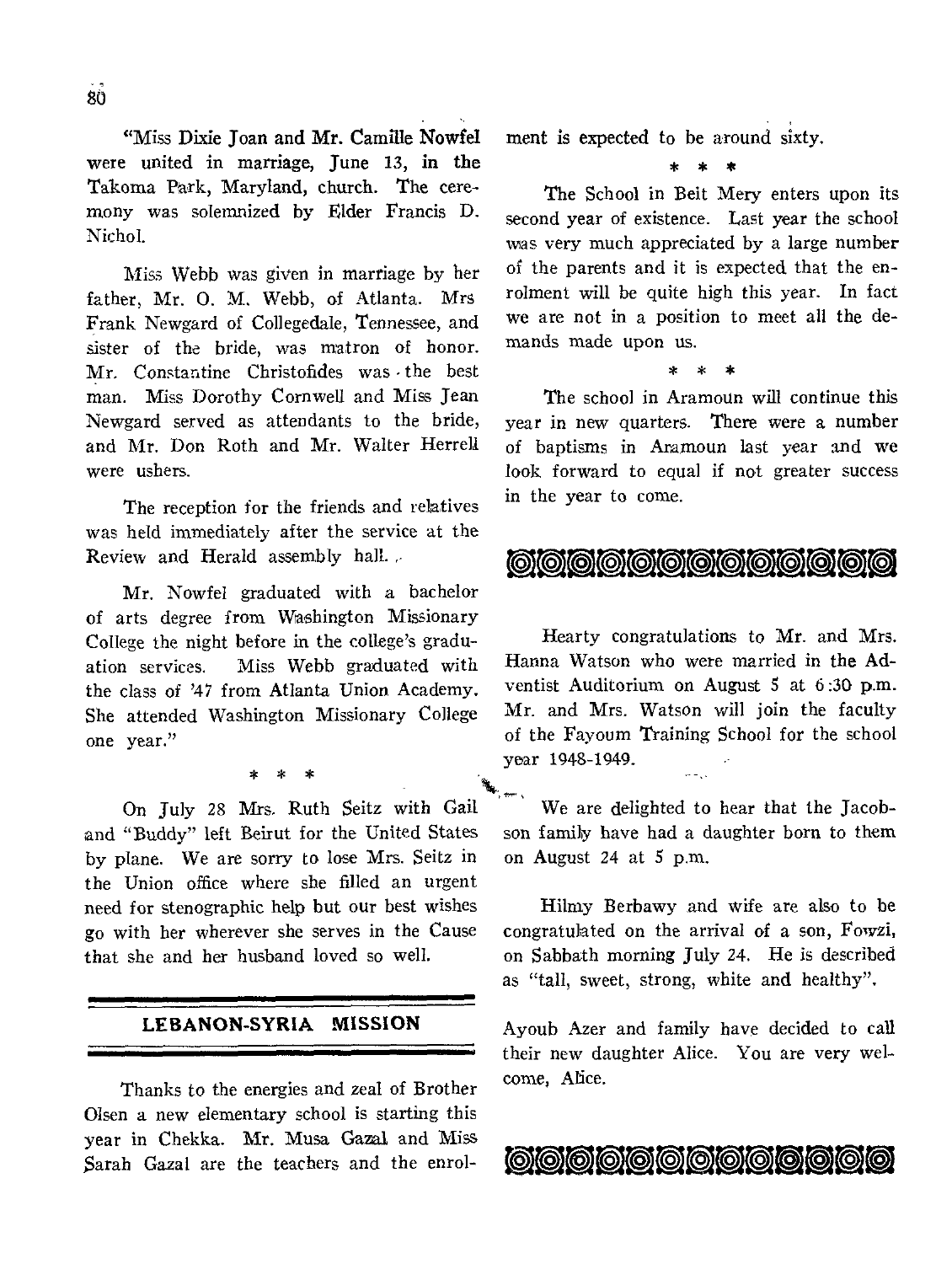"Miss Dixie Joan and Mr. Camille Nowfel were united in marriage, June 13, in the Takoma Park, Maryland, church. The ceremony was solemnized by Elder Francis D. Nichol.

Miss Webb was given in marriage by her father, Mr. O. M. Webb, of Atlanta. Mrs Frank Newgard of Collegedale, Tennessee, and sister of the bride, was matron of honor. Mr. Constantine Christofides was the best man. Miss Dorothy Cornwell and Miss Jean Newgard served as attendants to the bride, and Mr. Don Roth and Mr. Walter Herrell were ushers.

The reception for the friends and relatives was held immediately after the service at the Review and Herald assembly hall.

Mr. Nowfel graduated with a bachelor of arts degree from Washington Missionary College the night before in the college's graduation services. Miss Webb graduated with the class of '47 from Atlanta Union Academy. She attended Washington Missionary College one year."

\* \* \*

On July 28 Mrs. Ruth Seitz with Gail and "Buddy" left Beirut for the United States by plane. We are sorry to lose Mrs. Seitz in the Union office where she filled an urgent need for stenographic help but our best wishes go with her wherever she serves in the Cause that she and her husband loved so well.

## LEBANON-SYRIA MISSION

Thanks to the energies and zeal of Brother Olsen a new elementary school is starting this year in Chekka. Mr. Musa Gazal and Miss Sarah Gazal are the teachers and the enrolment is expected to be around sixty.

\* \* \*

The School in Beit Mery enters upon its second year of existence. Last year the school was very much appreciated by a large number of the parents and it is expected that the enrolment will be quite high this year. In fact we are not in a position to meet all the demands made upon us.

\* \* \*

The school in Aramoun will continue this year in new quarters. There were a number of baptisms in Aramoun last year and we look forward to equal if not greater success in the year to come.

---

Hearty congratulations to Mr. and Mrs. Hanna Watson who were married in the Adventist Auditorium on August 5 at 6:30 p.m. Mr. and Mrs. Watson will join the faculty of the Fayoum Training School for the school year 1948-1949.

We are delighted to hear that the Jacobson family have had a daughter born to them on August 24 at 5 p.m.

Hilmy Berbawy and wife are also to be congratulated on the arrival of a son, Fowzi, on Sabbath morning July 24. He is described as "tall, sweet, strong, white and healthy".

Ayoub Azer and family have decided to call their new daughter Alice. You are very welcome, Alice.

---